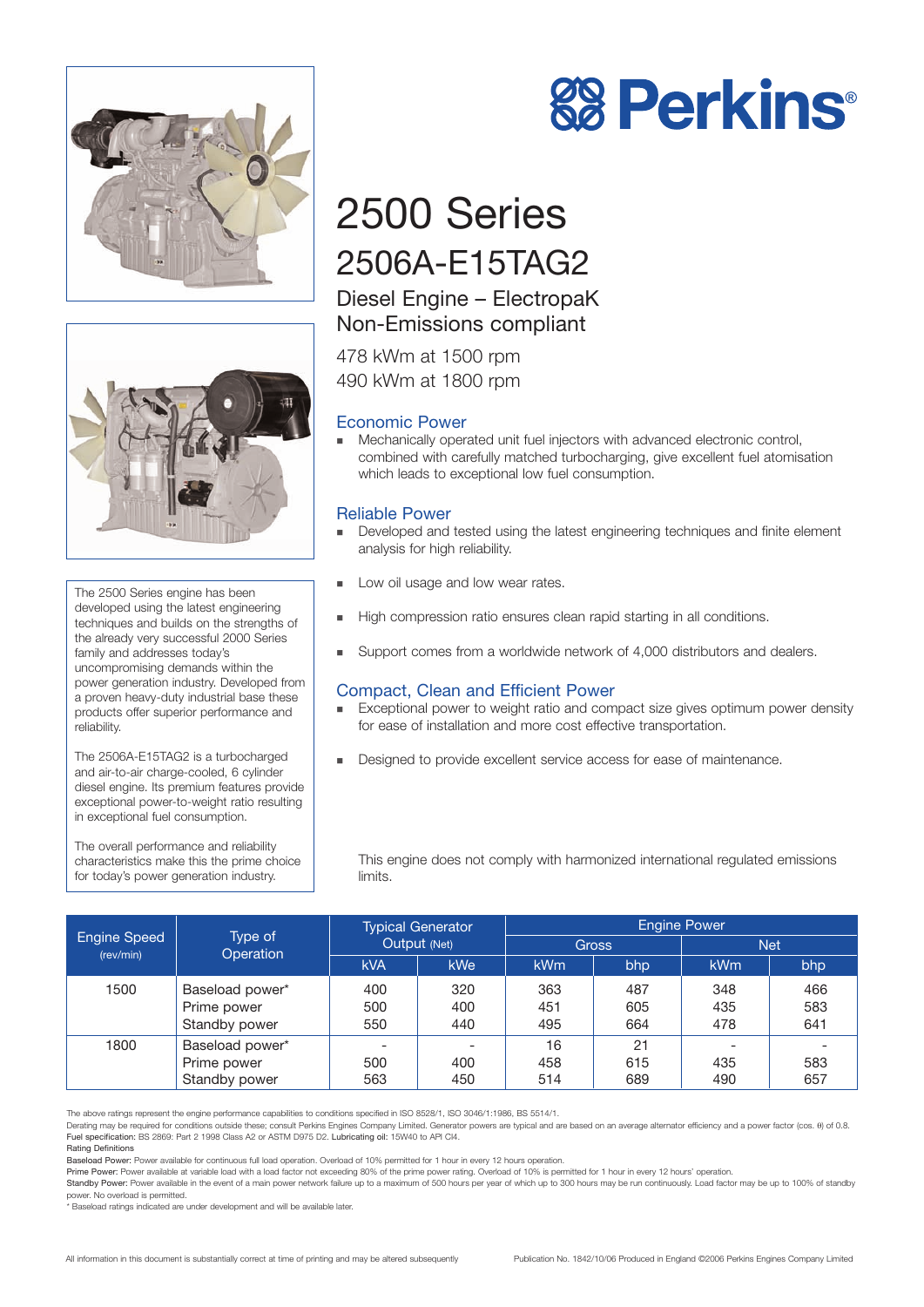# Perkins

# 2500 Series

## 2506A-E15TAG2

### Diesel Engine – ElectropaK
### Non-Emissions compliant

478 kWm at 1500 rpm
490 kWm at 1800 rpm

The 2500 Series engine has been developed using the latest engineering techniques and builds on the strengths of the already very successful 2000 Series family and addresses today's uncompromising demands within the power generation industry. Developed from a proven heavy-duty industrial base these products offer superior performance and reliability.

The 2506A-E15TAG2 is a turbocharged and air-to-air charge-cooled, 6 cylinder diesel engine. Its premium features provide exceptional power-to-weight ratio resulting in exceptional fuel consumption.

The overall performance and reliability characteristics make this the prime choice for today's power generation industry.

### Economic Power

- Mechanically operated unit fuel injectors with advanced electronic control, combined with carefully matched turbocharging, give excellent fuel atomisation which leads to exceptional low fuel consumption.

### Reliable Power

- Developed and tested using the latest engineering techniques and finite element analysis for high reliability.
- Low oil usage and low wear rates.
- High compression ratio ensures clean rapid starting in all conditions.
- Support comes from a worldwide network of 4,000 distributors and dealers.

### Compact, Clean and Efficient Power

- Exceptional power to weight ratio and compact size gives optimum power density for ease of installation and more cost effective transportation.
- Designed to provide excellent service access for ease of maintenance.

This engine does not comply with harmonized international regulated emissions limits.

| Engine Speed (rev/min) | Type of Operation | Typical Generator Output (Net) | | Engine Power | | | |
|---|---|---|---|---|---|---|---|
| | | | | Gross | | Net | |
| | | kVA | kWe | kWm | bhp | kWm | bhp |
| 1500 | Baseload power* | 400 | 320 | 363 | 487 | 348 | 466 |
| | Prime power | 500 | 400 | 451 | 605 | 435 | 583 |
| | Standby power | 550 | 440 | 495 | 664 | 478 | 641 |
| 1800 | Baseload power* | - | - | 16 | 21 | - | - |
| | Prime power | 500 | 400 | 458 | 615 | 435 | 583 |
| | Standby power | 563 | 450 | 514 | 689 | 490 | 657 |

The above ratings represent the engine performance capabilities to conditions specified in ISO 8528/1, ISO 3046/1:1986, BS 5514/1.

Derating may be required for conditions outside these; consult Perkins Engines Company Limited. Generator powers are typical and are based on an average alternator efficiency and a power factor (cos. θ) of 0.8.

**Fuel specification:** BS 2869: Part 2 1998 Class A2 or ASTM D975 D2. **Lubricating oil:** 15W40 to API CI4.

Rating Definitions

**Baseload Power:** Power available for continuous full load operation. Overload of 10% permitted for 1 hour in every 12 hours operation.

**Prime Power:** Power available at variable load with a load factor not exceeding 80% of the prime power rating. Overload of 10% is permitted for 1 hour in every 12 hours' operation.

**Standby Power:** Power available in the event of a main power network failure up to a maximum of 500 hours per year of which up to 300 hours may be run continuously. Load factor may be up to 100% of standby power. No overload is permitted.

\* Baseload ratings indicated are under development and will be available later.

All information in this document is substantially correct at time of printing and may be altered subsequently

Publication No. 1842/10/06 Produced in England ©2006 Perkins Engines Company Limited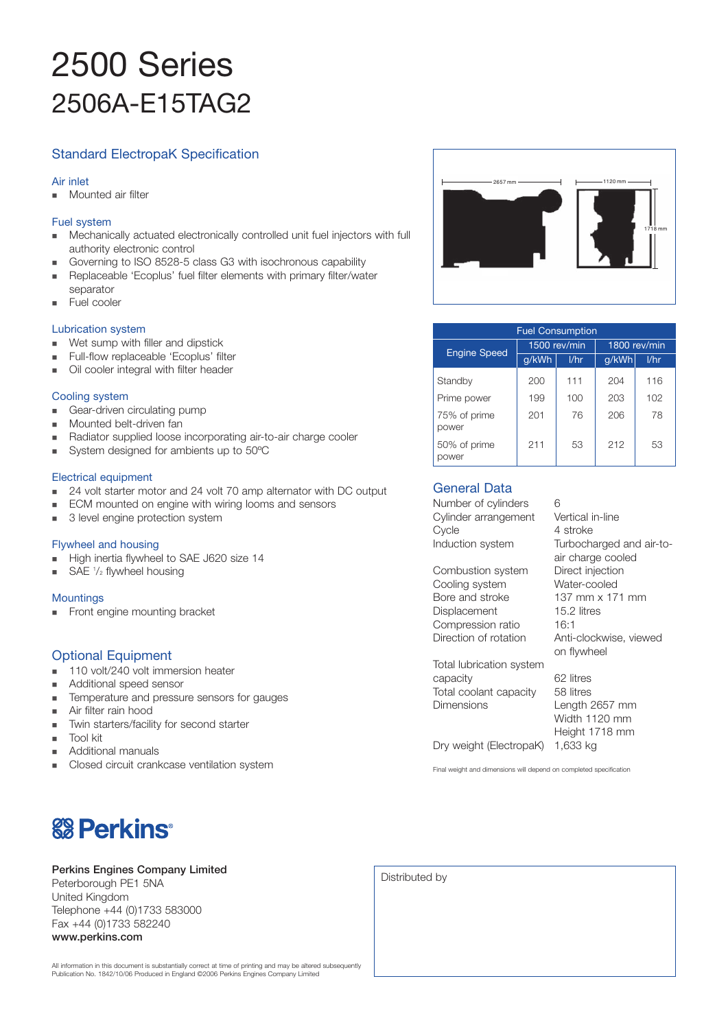# 2500 Series

## 2506A-E15TAG2

### Standard ElectropaK Specification

**Air inlet**

- Mounted air filter

**Fuel system**

- Mechanically actuated electronically controlled unit fuel injectors with full authority electronic control
- Governing to ISO 8528-5 class G3 with isochronous capability
- Replaceable 'Ecoplus' fuel filter elements with primary filter/water separator
- Fuel cooler

**Lubrication system**

- Wet sump with filler and dipstick
- Full-flow replaceable 'Ecoplus' filter
- Oil cooler integral with filter header

**Cooling system**

- Gear-driven circulating pump
- Mounted belt-driven fan
- Radiator supplied loose incorporating air-to-air charge cooler
- System designed for ambients up to 50ºC

**Electrical equipment**

- 24 volt starter motor and 24 volt 70 amp alternator with DC output
- ECM mounted on engine with wiring looms and sensors
- 3 level engine protection system

**Flywheel and housing**

- High inertia flywheel to SAE J620 size 14
- SAE 1/2 flywheel housing

**Mountings**

- Front engine mounting bracket

### Optional Equipment

- 110 volt/240 volt immersion heater
- Additional speed sensor
- Temperature and pressure sensors for gauges
- Air filter rain hood
- Twin starters/facility for second starter
- Tool kit
- Additional manuals
- Closed circuit crankcase ventilation system

2657 mm
1120 mm
1718 mm

| Fuel Consumption | | | | |
|---|---|---|---|---|
| Engine Speed | 1500 rev/min | | 1800 rev/min | |
| | g/kWh | l/hr | g/kWh | l/hr |
| Standby | 200 | 111 | 204 | 116 |
| Prime power | 199 | 100 | 203 | 102 |
| 75% of prime power | 201 | 76 | 206 | 78 |
| 50% of prime power | 211 | 53 | 212 | 53 |

### General Data

| | |
|---|---|
| Number of cylinders | 6 |
| Cylinder arrangement | Vertical in-line |
| Cycle | 4 stroke |
| Induction system | Turbocharged and air-to-air charge cooled |
| Combustion system | Direct injection |
| Cooling system | Water-cooled |
| Bore and stroke | 137 mm x 171 mm |
| Displacement | 15.2 litres |
| Compression ratio | 16:1 |
| Direction of rotation | Anti-clockwise, viewed on flywheel |
| Total lubrication system capacity | 62 litres |
| Total coolant capacity | 58 litres |
| Dimensions | Length 2657 mm<br>Width 1120 mm<br>Height 1718 mm |
| Dry weight (ElectropaK) | 1,633 kg |

Final weight and dimensions will depend on completed specification

Perkins®

**Perkins Engines Company Limited**
Peterborough PE1 5NA
United Kingdom
Telephone +44 (0)1733 583000
Fax +44 (0)1733 582240
**www.perkins.com**

Distributed by

All information in this document is substantially correct at time of printing and may be altered subsequently
Publication No. 1842/10/06 Produced in England ©2006 Perkins Engines Company Limited